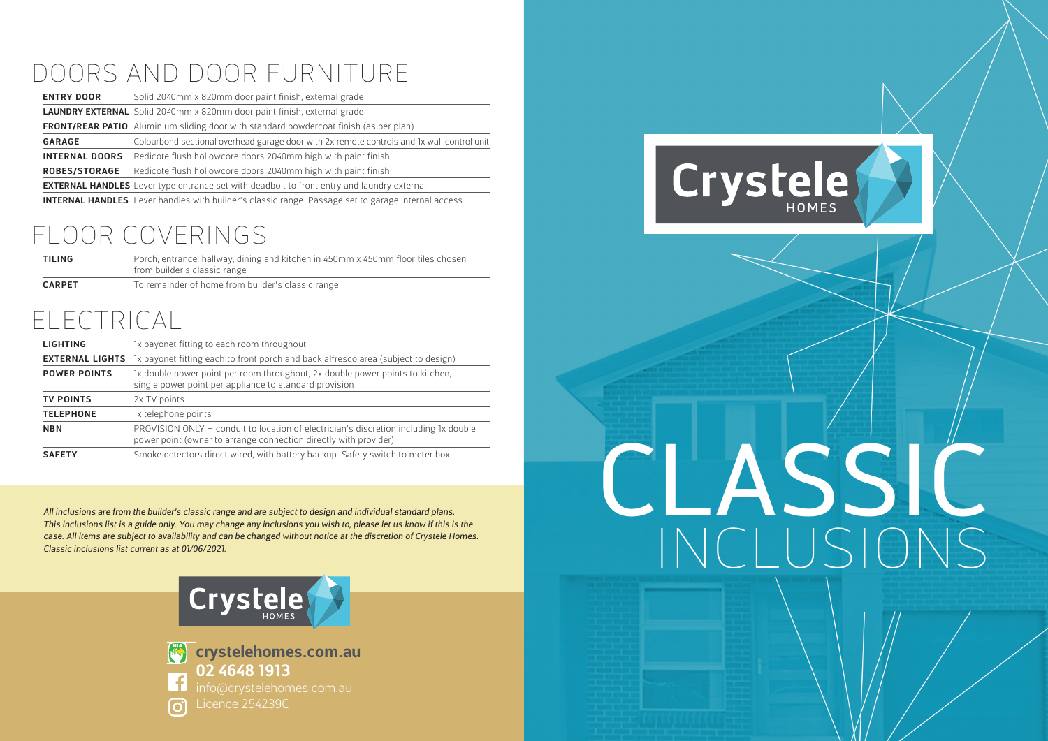## DOORS AND DOOR FURNITURE

| | |
|---|---|
| **ENTRY DOOR** | Solid 2040mm x 820mm door paint finish, external grade |
| **LAUNDRY EXTERNAL** | Solid 2040mm x 820mm door paint finish, external grade |
| **FRONT/REAR PATIO** | Aluminium sliding door with standard powdercoat finish (as per plan) |
| **GARAGE** | Colourbond sectional overhead garage door with 2x remote controls and 1x wall control unit |
| **INTERNAL DOORS** | Redicote flush hollowcore doors 2040mm high with paint finish |
| **ROBES/STORAGE** | Redicote flush hollowcore doors 2040mm high with paint finish |
| **EXTERNAL HANDLES** | Lever type entrance set with deadbolt to front entry and laundry external |
| **INTERNAL HANDLES** | Lever handles with builder's classic range. Passage set to garage internal access |

## FLOOR COVERINGS

| | |
|---|---|
| **TILING** | Porch, entrance, hallway, dining and kitchen in 450mm x 450mm floor tiles chosen from builder's classic range |
| **CARPET** | To remainder of home from builder's classic range |

## ELECTRICAL

| | |
|---|---|
| **LIGHTING** | 1x bayonet fitting to each room throughout |
| **EXTERNAL LIGHTS** | 1x bayonet fitting each to front porch and back alfresco area (subject to design) |
| **POWER POINTS** | 1x double power point per room throughout, 2x double power points to kitchen, single power point per appliance to standard provision |
| **TV POINTS** | 2x TV points |
| **TELEPHONE** | 1x telephone points |
| **NBN** | PROVISION ONLY – conduit to location of electrician's discretion including 1x double power point (owner to arrange connection directly with provider) |
| **SAFETY** | Smoke detectors direct wired, with battery backup. Safety switch to meter box |

*All inclusions are from the builder's classic range and are subject to design and individual standard plans. This inclusions list is a guide only. You may change any inclusions you wish to, please let us know if this is the case. All items are subject to availability and can be changed without notice at the discretion of Crystele Homes. Classic inclusions list current as at 01/06/2021.*

Crystele HOMES

**crystelehomes.com.au**
**02 4648 1913**
info@crystelehomes.com.au
Licence 254239C

Crystele HOMES

# CLASSIC INCLUSIONS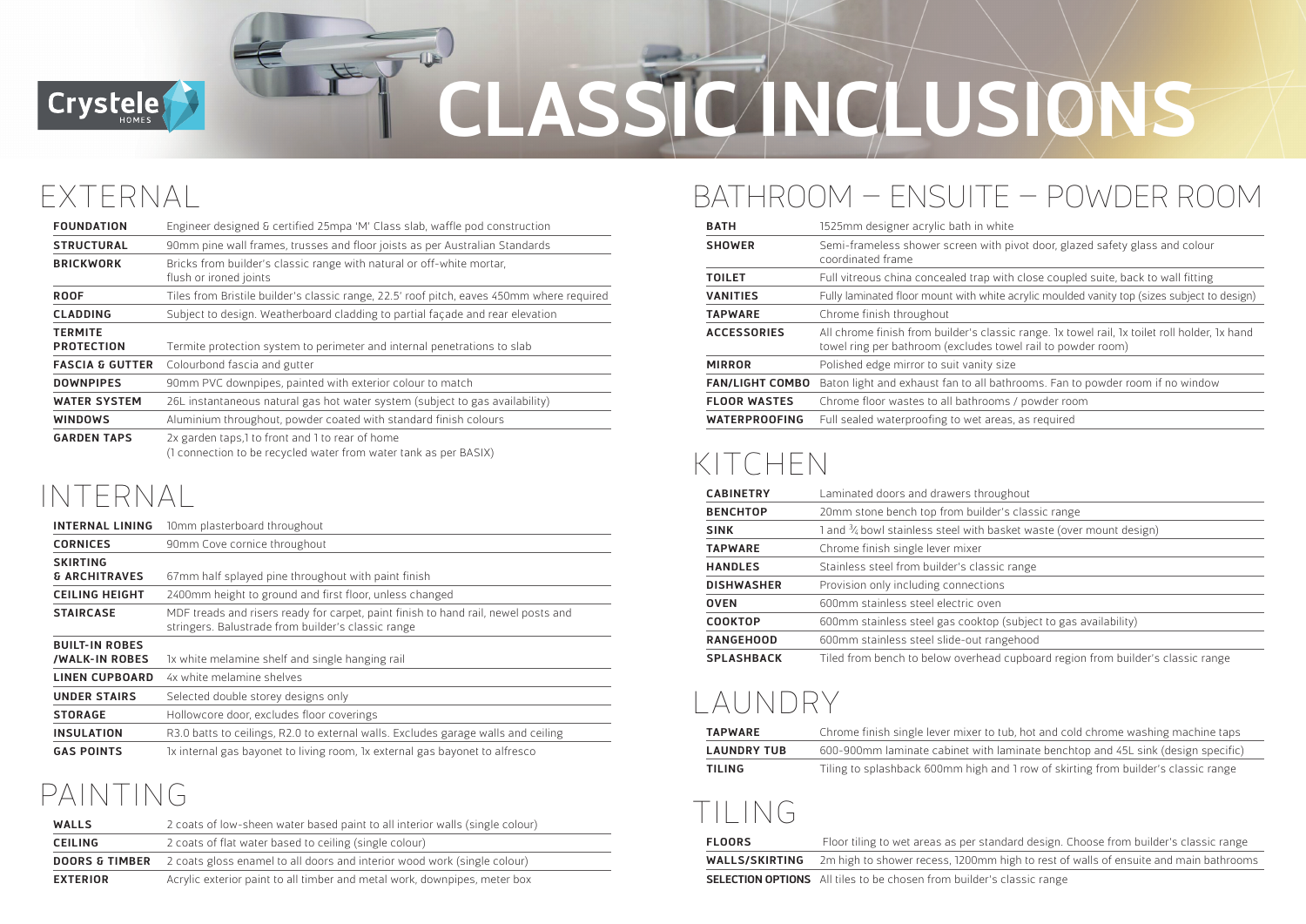Crystele HOMES

# CLASSIC INCLUSIONS

## EXTERNAL

| | |
|---|---|
| **FOUNDATION** | Engineer designed & certified 25mpa 'M' Class slab, waffle pod construction |
| **STRUCTURAL** | 90mm pine wall frames, trusses and floor joists as per Australian Standards |
| **BRICKWORK** | Bricks from builder's classic range with natural or off-white mortar, flush or ironed joints |
| **ROOF** | Tiles from Bristile builder's classic range, 22.5˚ roof pitch, eaves 450mm where required |
| **CLADDING** | Subject to design. Weatherboard cladding to partial façade and rear elevation |
| **TERMITE PROTECTION** | Termite protection system to perimeter and internal penetrations to slab |
| **FASCIA & GUTTER** | Colourbond fascia and gutter |
| **DOWNPIPES** | 90mm PVC downpipes, painted with exterior colour to match |
| **WATER SYSTEM** | 26L instantaneous natural gas hot water system (subject to gas availability) |
| **WINDOWS** | Aluminium throughout, powder coated with standard finish colours |
| **GARDEN TAPS** | 2x garden taps,1 to front and 1 to rear of home (1 connection to be recycled water from water tank as per BASIX) |

## INTERNAL

| | |
|---|---|
| **INTERNAL LINING** | 10mm plasterboard throughout |
| **CORNICES** | 90mm Cove cornice throughout |
| **SKIRTING & ARCHITRAVES** | 67mm half splayed pine throughout with paint finish |
| **CEILING HEIGHT** | 2400mm height to ground and first floor, unless changed |
| **STAIRCASE** | MDF treads and risers ready for carpet, paint finish to hand rail, newel posts and stringers. Balustrade from builder's classic range |
| **BUILT-IN ROBES /WALK-IN ROBES** | 1x white melamine shelf and single hanging rail |
| **LINEN CUPBOARD** | 4x white melamine shelves |
| **UNDER STAIRS** | Selected double storey designs only |
| **STORAGE** | Hollowcore door, excludes floor coverings |
| **INSULATION** | R3.0 batts to ceilings, R2.0 to external walls. Excludes garage walls and ceiling |
| **GAS POINTS** | 1x internal gas bayonet to living room, 1x external gas bayonet to alfresco |

## PAINTING

| | |
|---|---|
| **WALLS** | 2 coats of low-sheen water based paint to all interior walls (single colour) |
| **CEILING** | 2 coats of flat water based to ceiling (single colour) |
| **DOORS & TIMBER** | 2 coats gloss enamel to all doors and interior wood work (single colour) |
| **EXTERIOR** | Acrylic exterior paint to all timber and metal work, downpipes, meter box |

## BATHROOM – ENSUITE – POWDER ROOM

| | |
|---|---|
| **BATH** | 1525mm designer acrylic bath in white |
| **SHOWER** | Semi-frameless shower screen with pivot door, glazed safety glass and colour coordinated frame |
| **TOILET** | Full vitreous china concealed trap with close coupled suite, back to wall fitting |
| **VANITIES** | Fully laminated floor mount with white acrylic moulded vanity top (sizes subject to design) |
| **TAPWARE** | Chrome finish throughout |
| **ACCESSORIES** | All chrome finish from builder's classic range. 1x towel rail, 1x toilet roll holder, 1x hand towel ring per bathroom (excludes towel rail to powder room) |
| **MIRROR** | Polished edge mirror to suit vanity size |
| **FAN/LIGHT COMBO** | Baton light and exhaust fan to all bathrooms. Fan to powder room if no window |
| **FLOOR WASTES** | Chrome floor wastes to all bathrooms / powder room |
| **WATERPROOFING** | Full sealed waterproofing to wet areas, as required |

## KITCHEN

| | |
|---|---|
| **CABINETRY** | Laminated doors and drawers throughout |
| **BENCHTOP** | 20mm stone bench top from builder's classic range |
| **SINK** | 1 and ¾ bowl stainless steel with basket waste (over mount design) |
| **TAPWARE** | Chrome finish single lever mixer |
| **HANDLES** | Stainless steel from builder's classic range |
| **DISHWASHER** | Provision only including connections |
| **OVEN** | 600mm stainless steel electric oven |
| **COOKTOP** | 600mm stainless steel gas cooktop (subject to gas availability) |
| **RANGEHOOD** | 600mm stainless steel slide-out rangehood |
| **SPLASHBACK** | Tiled from bench to below overhead cupboard region from builder's classic range |

## LAUNDRY

| | |
|---|---|
| **TAPWARE** | Chrome finish single lever mixer to tub, hot and cold chrome washing machine taps |
| **LAUNDRY TUB** | 600-900mm laminate cabinet with laminate benchtop and 45L sink (design specific) |
| **TILING** | Tiling to splashback 600mm high and 1 row of skirting from builder's classic range |

## TILING

| | |
|---|---|
| **FLOORS** | Floor tiling to wet areas as per standard design. Choose from builder's classic range |
| **WALLS/SKIRTING** | 2m high to shower recess, 1200mm high to rest of walls of ensuite and main bathrooms |
| **SELECTION OPTIONS** | All tiles to be chosen from builder's classic range |